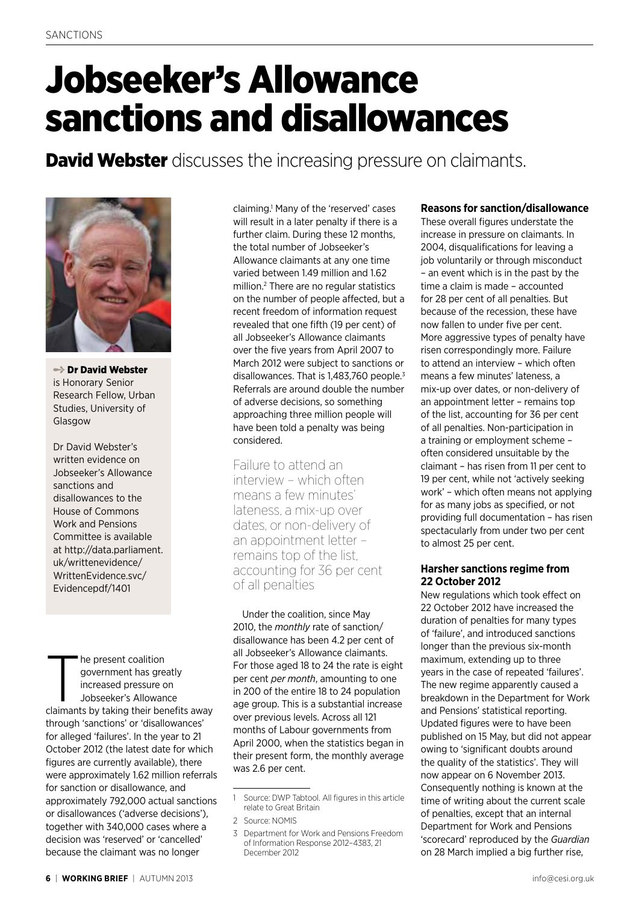# Jobseeker's Allowance sanctions and disallowances

**David Webster** discusses the increasing pressure on claimants.

**Dr David Webster** is Honorary Senior Research Fellow, Urban Studies, University of Glasgow

Dr David Webster's written evidence on Jobseeker's Allowance sanctions and disallowances to the House of Commons Work and Pensions Committee is available at http://data.parliament.uk/writtenevidence/WrittenEvidence.svc/Evidencepdf/1401

The present coalition government has greatly increased pressure on Jobseeker's Allowance claimants by taking their benefits away through 'sanctions' or 'disallowances' for alleged 'failures'. In the year to 21 October 2012 (the latest date for which figures are currently available), there were approximately 1.62 million referrals for sanction or disallowance, and approximately 792,000 actual sanctions or disallowances ('adverse decisions'), together with 340,000 cases where a decision was 'reserved' or 'cancelled' because the claimant was no longer claiming.[1] Many of the 'reserved' cases will result in a later penalty if there is a further claim. During these 12 months, the total number of Jobseeker's Allowance claimants at any one time varied between 1.49 million and 1.62 million.[2] There are no regular statistics on the number of people affected, but a recent freedom of information request revealed that one fifth (19 per cent) of all Jobseeker's Allowance claimants over the five years from April 2007 to March 2012 were subject to sanctions or disallowances. That is 1,483,760 people.[3] Referrals are around double the number of adverse decisions, so something approaching three million people will have been told a penalty was being considered.

> Failure to attend an interview – which often means a few minutes' lateness, a mix-up over dates, or non-delivery of an appointment letter – remains top of the list, accounting for 36 per cent of all penalties

Under the coalition, since May 2010, the *monthly* rate of sanction/disallowance has been 4.2 per cent of all Jobseeker's Allowance claimants. For those aged 18 to 24 the rate is eight per cent *per month*, amounting to one in 200 of the entire 18 to 24 population age group. This is a substantial increase over previous levels. Across all 121 months of Labour governments from April 2000, when the statistics began in their present form, the monthly average was 2.6 per cent.

1 Source: DWP Tabtool. All figures in this article relate to Great Britain

2 Source: NOMIS

3 Department for Work and Pensions Freedom of Information Response 2012–4383, 21 December 2012

### Reasons for sanction/disallowance

These overall figures understate the increase in pressure on claimants. In 2004, disqualifications for leaving a job voluntarily or through misconduct – an event which is in the past by the time a claim is made – accounted for 28 per cent of all penalties. But because of the recession, these have now fallen to under five per cent. More aggressive types of penalty have risen correspondingly more. Failure to attend an interview – which often means a few minutes' lateness, a mix-up over dates, or non-delivery of an appointment letter – remains top of the list, accounting for 36 per cent of all penalties. Non-participation in a training or employment scheme – often considered unsuitable by the claimant – has risen from 11 per cent to 19 per cent, while not 'actively seeking work' – which often means not applying for as many jobs as specified, or not providing full documentation – has risen spectacularly from under two per cent to almost 25 per cent.

### Harsher sanctions regime from 22 October 2012

New regulations which took effect on 22 October 2012 have increased the duration of penalties for many types of 'failure', and introduced sanctions longer than the previous six-month maximum, extending up to three years in the case of repeated 'failures'. The new regime apparently caused a breakdown in the Department for Work and Pensions' statistical reporting. Updated figures were to have been published on 15 May, but did not appear owing to 'significant doubts around the quality of the statistics'. They will now appear on 6 November 2013. Consequently nothing is known at the time of writing about the current scale of penalties, except that an internal Department for Work and Pensions 'scorecard' reproduced by the *Guardian* on 28 March implied a big further rise,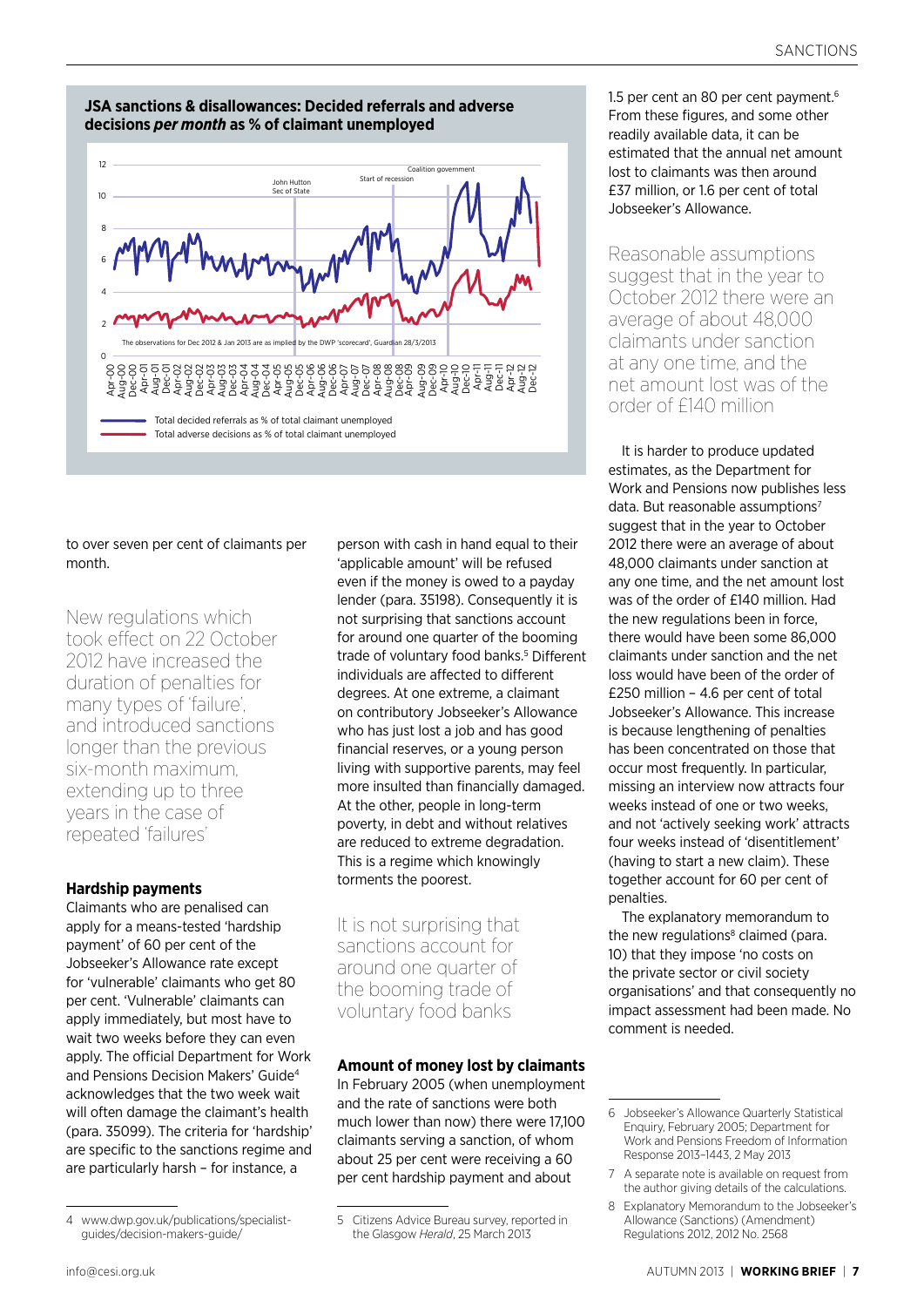**JSA sanctions & disallowances: Decided referrals and adverse decisions *per month* as % of claimant unemployed**

12
10
8
6
4
2
0

John Hutton
Sec of State

Start of recession

Coalition government

The observations for Dec 2012 & Jan 2013 are as implied by the DWP 'scorecard', Guardian 28/3/2013

Apr-00 Aug-00 Dec-00 Apr-01 Aug-01 Dec-01 Apr-02 Aug-02 Dec-02 Apr-03 Aug-03 Dec-03 Apr-04 Aug-04 Dec-04 Apr-05 Aug-05 Dec-05 Apr-06 Aug-06 Dec-06 Apr-07 Aug-07 Dec-07 Apr-08 Aug-08 Dec-08 Apr-09 Aug-09 Dec-09 Apr-10 Aug-10 Dec-10 Apr-11 Aug-11 Dec-11 Apr-12 Aug-12 Dec-12

Total decided referrals as % of total claimant unemployed
Total adverse decisions as % of total claimant unemployed

to over seven per cent of claimants per month.

> New regulations which took effect on 22 October 2012 have increased the duration of penalties for many types of 'failure', and introduced sanctions longer than the previous six-month maximum, extending up to three years in the case of repeated 'failures'

### Hardship payments

Claimants who are penalised can apply for a means-tested 'hardship payment' of 60 per cent of the Jobseeker's Allowance rate except for 'vulnerable' claimants who get 80 per cent. 'Vulnerable' claimants can apply immediately, but most have to wait two weeks before they can even apply. The official Department for Work and Pensions Decision Makers' Guide[4] acknowledges that the two week wait will often damage the claimant's health (para. 35099). The criteria for 'hardship' are specific to the sanctions regime and are particularly harsh – for instance, a person with cash in hand equal to their 'applicable amount' will be refused even if the money is owed to a payday lender (para. 35198). Consequently it is not surprising that sanctions account for around one quarter of the booming trade of voluntary food banks.[5] Different individuals are affected to different degrees. At one extreme, a claimant on contributory Jobseeker's Allowance who has just lost a job and has good financial reserves, or a young person living with supportive parents, may feel more insulted than financially damaged. At the other, people in long-term poverty, in debt and without relatives are reduced to extreme degradation. This is a regime which knowingly torments the poorest.

> It is not surprising that sanctions account for around one quarter of the booming trade of voluntary food banks

### Amount of money lost by claimants

In February 2005 (when unemployment and the rate of sanctions were both much lower than now) there were 17,100 claimants serving a sanction, of whom about 25 per cent were receiving a 60 per cent hardship payment and about 1.5 per cent an 80 per cent payment.[6] From these figures, and some other readily available data, it can be estimated that the annual net amount lost to claimants was then around £37 million, or 1.6 per cent of total Jobseeker's Allowance.

> Reasonable assumptions suggest that in the year to October 2012 there were an average of about 48,000 claimants under sanction at any one time, and the net amount lost was of the order of £140 million

It is harder to produce updated estimates, as the Department for Work and Pensions now publishes less data. But reasonable assumptions[7] suggest that in the year to October 2012 there were an average of about 48,000 claimants under sanction at any one time, and the net amount lost was of the order of £140 million. Had the new regulations been in force, there would have been some 86,000 claimants under sanction and the net loss would have been of the order of £250 million – 4.6 per cent of total Jobseeker's Allowance. This increase is because lengthening of penalties has been concentrated on those that occur most frequently. In particular, missing an interview now attracts four weeks instead of one or two weeks, and not 'actively seeking work' attracts four weeks instead of 'disentitlement' (having to start a new claim). These together account for 60 per cent of penalties.

The explanatory memorandum to the new regulations[8] claimed (para. 10) that they impose 'no costs on the private sector or civil society organisations' and that consequently no impact assessment had been made. No comment is needed.

---

4 www.dwp.gov.uk/publications/specialist-guides/decision-makers-guide/

5 Citizens Advice Bureau survey, reported in the Glasgow *Herald*, 25 March 2013

6 Jobseeker's Allowance Quarterly Statistical Enquiry, February 2005; Department for Work and Pensions Freedom of Information Response 2013–1443, 2 May 2013

7 A separate note is available on request from the author giving details of the calculations.

8 Explanatory Memorandum to the Jobseeker's Allowance (Sanctions) (Amendment) Regulations 2012, 2012 No. 2568